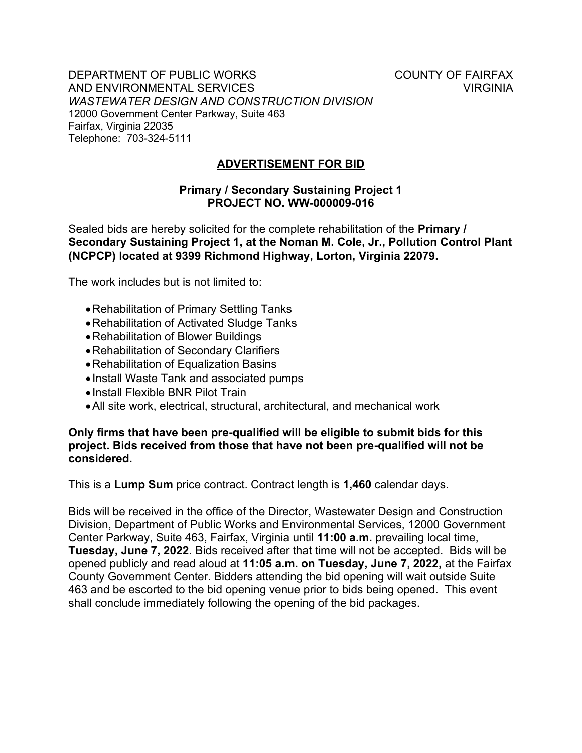DEPARTMENT OF PUBLIC WORKS AND ENVIRONMENTAL SERVICES
*WASTEWATER DESIGN AND CONSTRUCTION DIVISION*
12000 Government Center Parkway, Suite 463
Fairfax, Virginia 22035
Telephone: 703-324-5111

COUNTY OF FAIRFAX
VIRGINIA

## ADVERTISEMENT FOR BID

### Primary / Secondary Sustaining Project 1
### PROJECT NO. WW-000009-016

Sealed bids are hereby solicited for the complete rehabilitation of the **Primary / Secondary Sustaining Project 1, at the Noman M. Cole, Jr., Pollution Control Plant (NCPCP) located at 9399 Richmond Highway, Lorton, Virginia 22079.**

The work includes but is not limited to:

- Rehabilitation of Primary Settling Tanks
- Rehabilitation of Activated Sludge Tanks
- Rehabilitation of Blower Buildings
- Rehabilitation of Secondary Clarifiers
- Rehabilitation of Equalization Basins
- Install Waste Tank and associated pumps
- Install Flexible BNR Pilot Train
- All site work, electrical, structural, architectural, and mechanical work

**Only firms that have been pre-qualified will be eligible to submit bids for this project. Bids received from those that have not been pre-qualified will not be considered.**

This is a **Lump Sum** price contract. Contract length is **1,460** calendar days.

Bids will be received in the office of the Director, Wastewater Design and Construction Division, Department of Public Works and Environmental Services, 12000 Government Center Parkway, Suite 463, Fairfax, Virginia until **11:00 a.m.** prevailing local time, **Tuesday, June 7, 2022**. Bids received after that time will not be accepted. Bids will be opened publicly and read aloud at **11:05 a.m. on Tuesday, June 7, 2022,** at the Fairfax County Government Center. Bidders attending the bid opening will wait outside Suite 463 and be escorted to the bid opening venue prior to bids being opened. This event shall conclude immediately following the opening of the bid packages.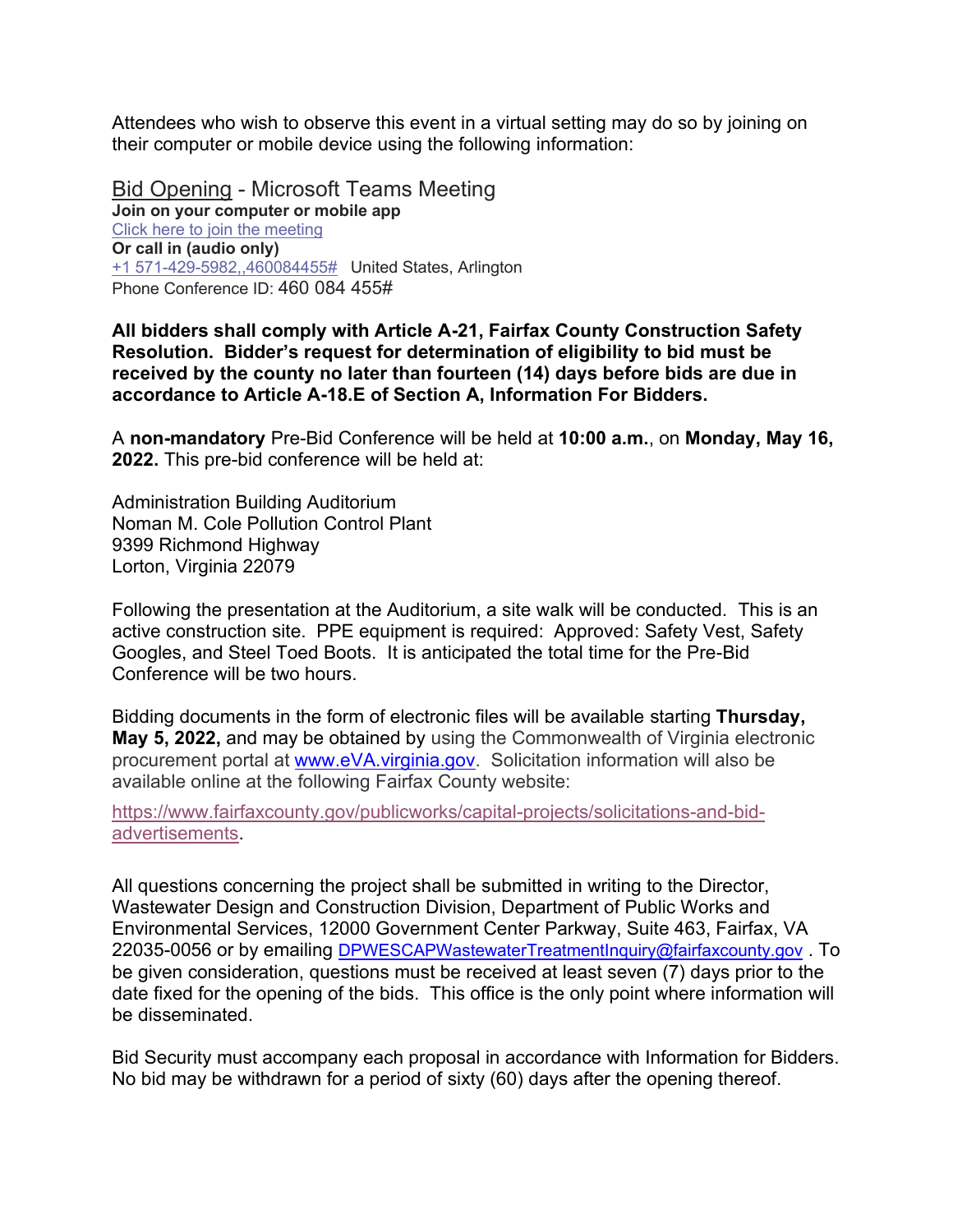Attendees who wish to observe this event in a virtual setting may do so by joining on their computer or mobile device using the following information:

Bid Opening - Microsoft Teams Meeting
**Join on your computer or mobile app**
Click here to join the meeting
**Or call in (audio only)**
+1 571-429-5982,,460084455# United States, Arlington
Phone Conference ID: 460 084 455#

**All bidders shall comply with Article A-21, Fairfax County Construction Safety Resolution. Bidder's request for determination of eligibility to bid must be received by the county no later than fourteen (14) days before bids are due in accordance to Article A-18.E of Section A, Information For Bidders.**

A **non-mandatory** Pre-Bid Conference will be held at **10:00 a.m.**, on **Monday, May 16, 2022.** This pre-bid conference will be held at:

Administration Building Auditorium
Noman M. Cole Pollution Control Plant
9399 Richmond Highway
Lorton, Virginia 22079

Following the presentation at the Auditorium, a site walk will be conducted. This is an active construction site. PPE equipment is required: Approved: Safety Vest, Safety Googles, and Steel Toed Boots. It is anticipated the total time for the Pre-Bid Conference will be two hours.

Bidding documents in the form of electronic files will be available starting **Thursday, May 5, 2022,** and may be obtained by using the Commonwealth of Virginia electronic procurement portal at www.eVA.virginia.gov. Solicitation information will also be available online at the following Fairfax County website:

https://www.fairfaxcounty.gov/publicworks/capital-projects/solicitations-and-bid-advertisements.

All questions concerning the project shall be submitted in writing to the Director, Wastewater Design and Construction Division, Department of Public Works and Environmental Services, 12000 Government Center Parkway, Suite 463, Fairfax, VA 22035-0056 or by emailing DPWESCAPWastewaterTreatmentInquiry@fairfaxcounty.gov . To be given consideration, questions must be received at least seven (7) days prior to the date fixed for the opening of the bids. This office is the only point where information will be disseminated.

Bid Security must accompany each proposal in accordance with Information for Bidders. No bid may be withdrawn for a period of sixty (60) days after the opening thereof.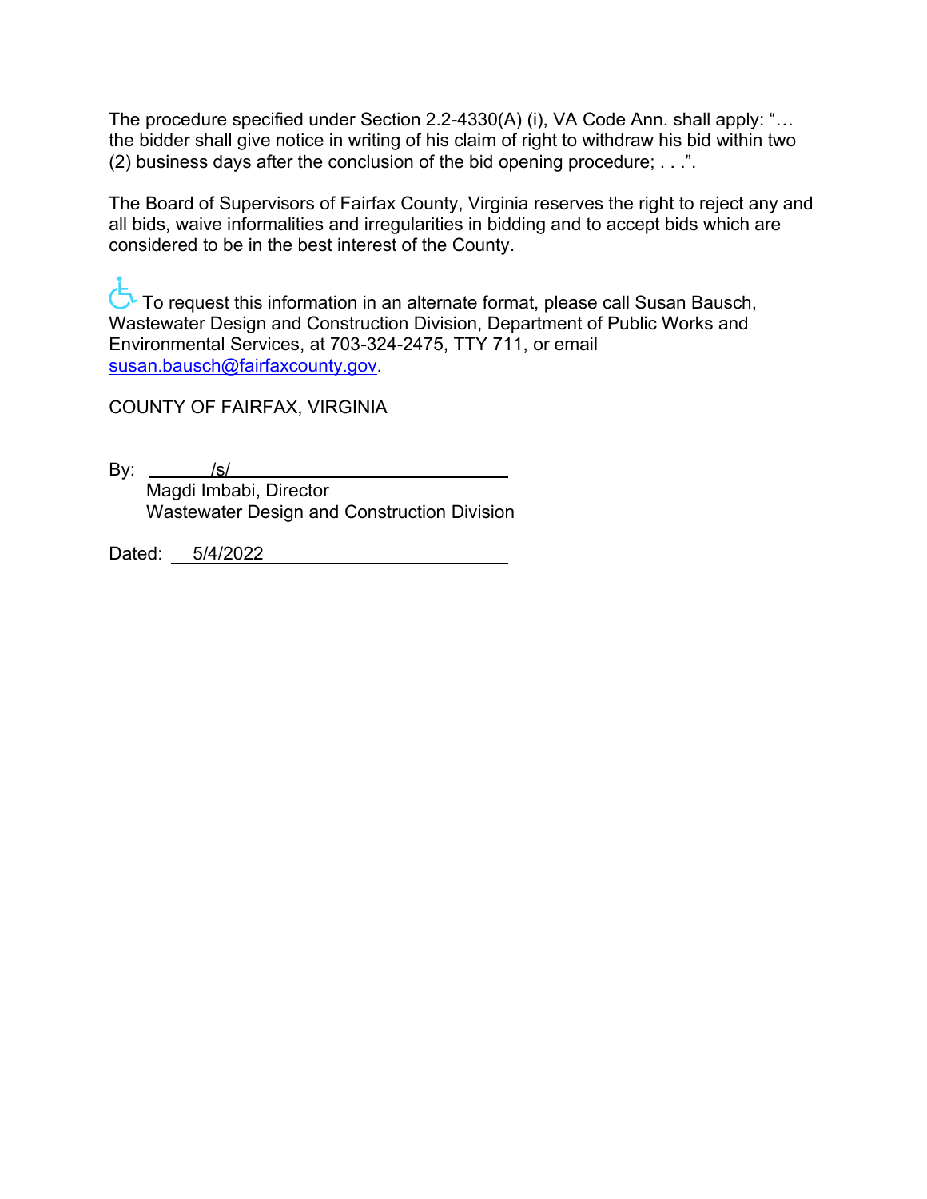The procedure specified under Section 2.2-4330(A) (i), VA Code Ann. shall apply: "… the bidder shall give notice in writing of his claim of right to withdraw his bid within two (2) business days after the conclusion of the bid opening procedure; . . .".

The Board of Supervisors of Fairfax County, Virginia reserves the right to reject any and all bids, waive informalities and irregularities in bidding and to accept bids which are considered to be in the best interest of the County.

♿ To request this information in an alternate format, please call Susan Bausch, Wastewater Design and Construction Division, Department of Public Works and Environmental Services, at 703-324-2475, TTY 711, or email [susan.bausch@fairfaxcounty.gov](mailto:susan.bausch@fairfaxcounty.gov).

COUNTY OF FAIRFAX, VIRGINIA

By: /s/
Magdi Imbabi, Director
Wastewater Design and Construction Division

Dated: 5/4/2022